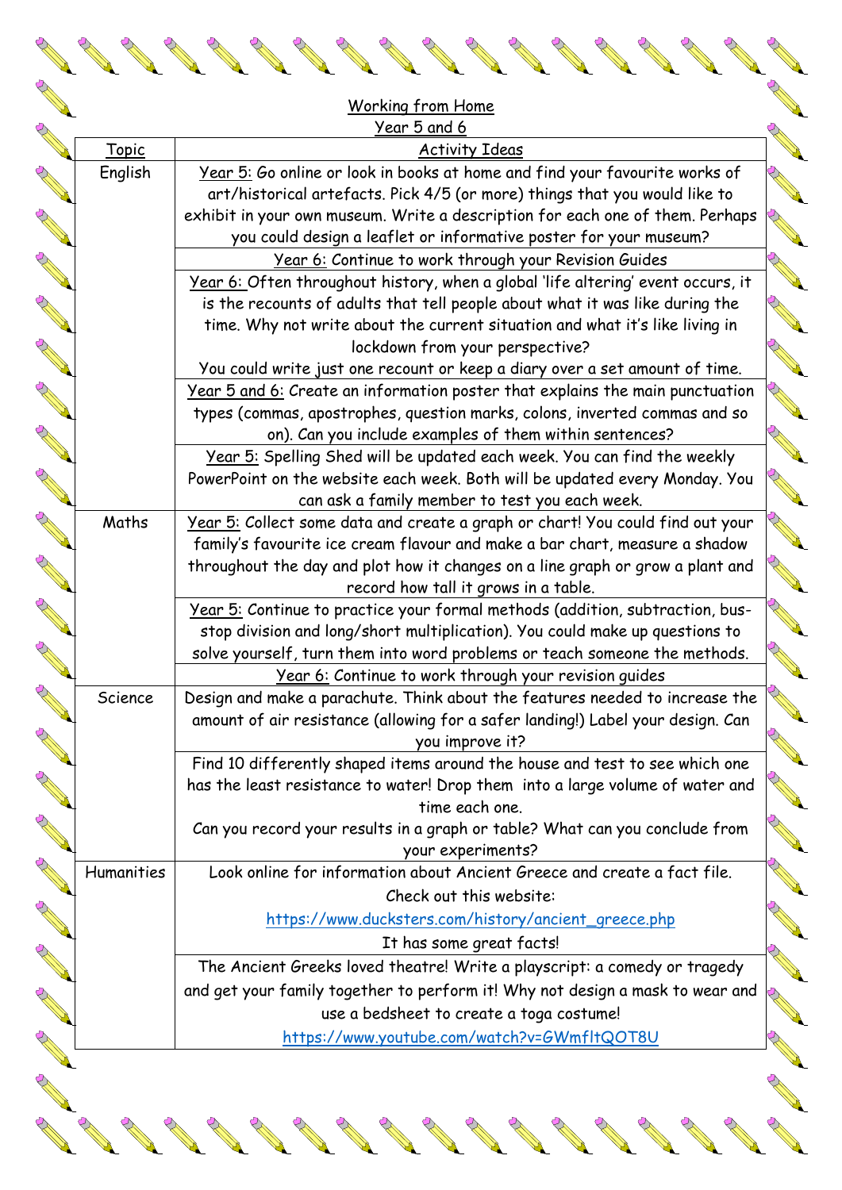Working from Home

Year 5 and 6

| Topic | Activity Ideas |
| --- | --- |
| English | Year 5: Go online or look in books at home and find your favourite works of art/historical artefacts. Pick 4/5 (or more) things that you would like to exhibit in your own museum. Write a description for each one of them. Perhaps you could design a leaflet or informative poster for your museum? |
| | Year 6: Continue to work through your Revision Guides |
| | Year 6: Often throughout history, when a global 'life altering' event occurs, it is the recounts of adults that tell people about what it was like during the time. Why not write about the current situation and what it's like living in lockdown from your perspective? You could write just one recount or keep a diary over a set amount of time. |
| | Year 5 and 6: Create an information poster that explains the main punctuation types (commas, apostrophes, question marks, colons, inverted commas and so on). Can you include examples of them within sentences? |
| | Year 5: Spelling Shed will be updated each week. You can find the weekly PowerPoint on the website each week. Both will be updated every Monday. You can ask a family member to test you each week. |
| Maths | Year 5: Collect some data and create a graph or chart! You could find out your family's favourite ice cream flavour and make a bar chart, measure a shadow throughout the day and plot how it changes on a line graph or grow a plant and record how tall it grows in a table. |
| | Year 5: Continue to practice your formal methods (addition, subtraction, bus-stop division and long/short multiplication). You could make up questions to solve yourself, turn them into word problems or teach someone the methods. |
| | Year 6: Continue to work through your revision guides |
| Science | Design and make a parachute. Think about the features needed to increase the amount of air resistance (allowing for a safer landing!) Label your design. Can you improve it? |
| | Find 10 differently shaped items around the house and test to see which one has the least resistance to water! Drop them into a large volume of water and time each one. Can you record your results in a graph or table? What can you conclude from your experiments? |
| Humanities | Look online for information about Ancient Greece and create a fact file. Check out this website: https://www.ducksters.com/history/ancient_greece.php It has some great facts! |
| | The Ancient Greeks loved theatre! Write a playscript: a comedy or tragedy and get your family together to perform it! Why not design a mask to wear and use a bedsheet to create a toga costume! https://www.youtube.com/watch?v=GWmfltQOT8U |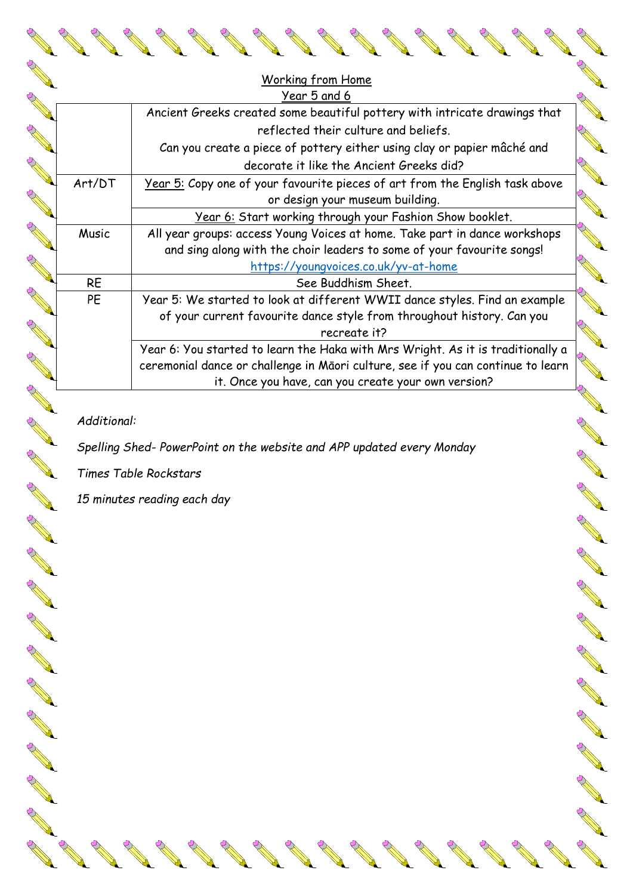<u>Working from Home</u>

<u>Year 5 and 6</u>

| | |
|---|---|
| | Ancient Greeks created some beautiful pottery with intricate drawings that reflected their culture and beliefs. Can you create a piece of pottery either using clay or papier mâché and decorate it like the Ancient Greeks did? |
| Art/DT | <u>Year 5:</u> Copy one of your favourite pieces of art from the English task above or design your museum building. |
| | <u>Year 6:</u> Start working through your Fashion Show booklet. |
| Music | All year groups: access Young Voices at home. Take part in dance workshops and sing along with the choir leaders to some of your favourite songs! https://youngvoices.co.uk/yv-at-home |
| RE | See Buddhism Sheet. |
| PE | Year 5: We started to look at different WWII dance styles. Find an example of your current favourite dance style from throughout history. Can you recreate it? |
| | Year 6: You started to learn the Haka with Mrs Wright. As it is traditionally a ceremonial dance or challenge in Māori culture, see if you can continue to learn it. Once you have, can you create your own version? |

*Additional:*

*Spelling Shed- PowerPoint on the website and APP updated every Monday*

*Times Table Rockstars*

*15 minutes reading each day*